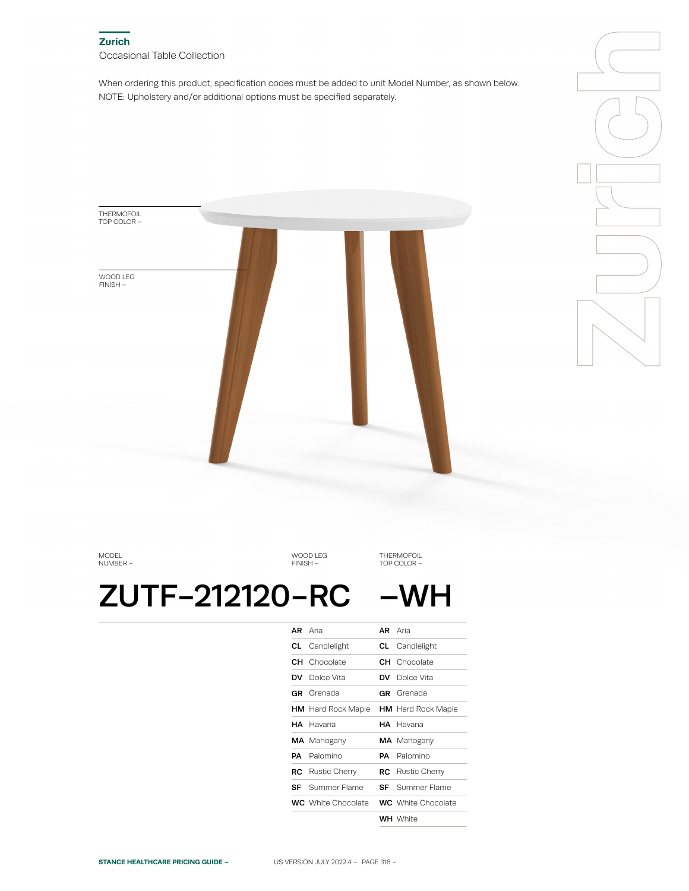## Zurich

Occasional Table Collection

When ordering this product, specification codes must be added to unit Model Number, as shown below.
NOTE: Upholstery and/or additional options must be specified separately.

THERMOFOIL TOP COLOR –

WOOD LEG FINISH –

| MODEL NUMBER – | WOOD LEG FINISH – | THERMOFOIL TOP COLOR – |
|---|---|---|
| **ZUTF–212120** | **–RC** | **–WH** |
| | **AR** Aria | **AR** Aria |
| | **CL** Candlelight | **CL** Candlelight |
| | **CH** Chocolate | **CH** Chocolate |
| | **DV** Dolce Vita | **DV** Dolce Vita |
| | **GR** Grenada | **GR** Grenada |
| | **HM** Hard Rock Maple | **HM** Hard Rock Maple |
| | **HA** Havana | **HA** Havana |
| | **MA** Mahogany | **MA** Mahogany |
| | **PA** Palomino | **PA** Palomino |
| | **RC** Rustic Cherry | **RC** Rustic Cherry |
| | **SF** Summer Flame | **SF** Summer Flame |
| | **WC** White Chocolate | **WC** White Chocolate |
| | | **WH** White |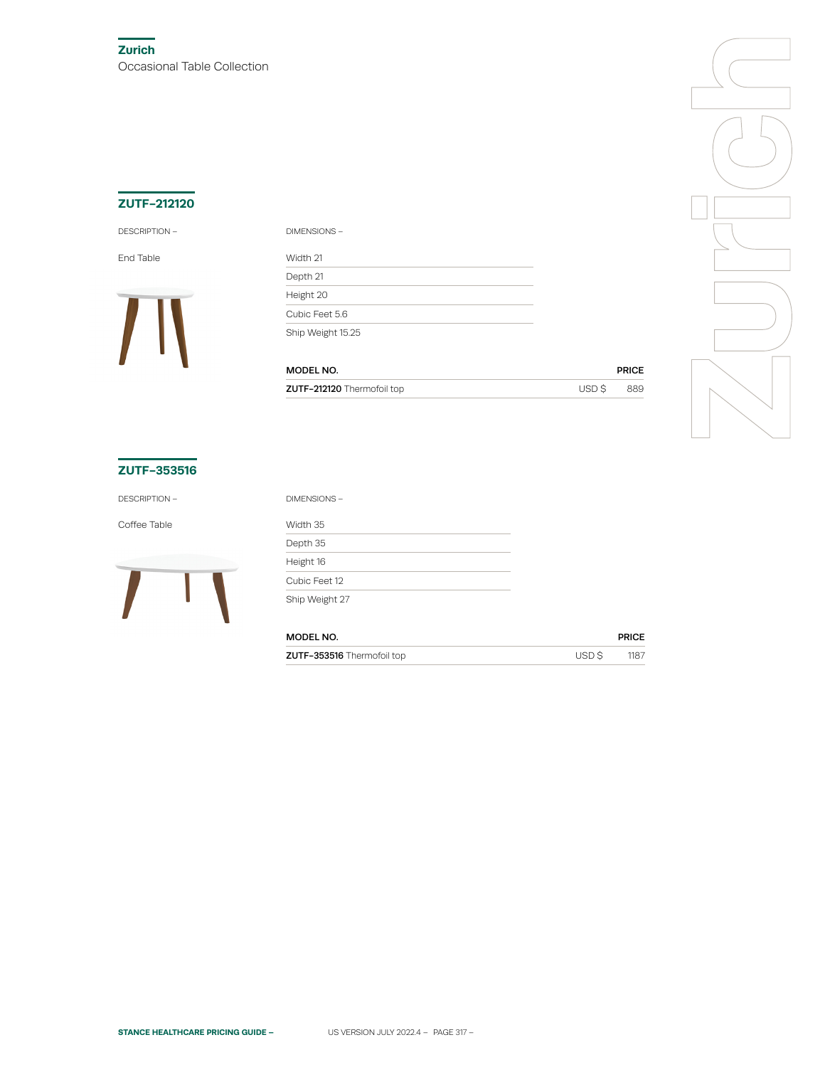## Zurich
Occasional Table Collection

### ZUTF–212120

DESCRIPTION –

End Table

DIMENSIONS –

| | |
|---|---|
| Width 21 | |
| Depth 21 | |
| Height 20 | |
| Cubic Feet 5.6 | |
| Ship Weight 15.25 | |

| MODEL NO. | | PRICE |
|---|---|---|
| **ZUTF–212120** Thermofoil top | USD $ | 889 |

### ZUTF–353516

DESCRIPTION –

Coffee Table

DIMENSIONS –

| | |
|---|---|
| Width 35 | |
| Depth 35 | |
| Height 16 | |
| Cubic Feet 12 | |
| Ship Weight 27 | |

| MODEL NO. | | PRICE |
|---|---|---|
| **ZUTF–353516** Thermofoil top | USD $ | 1187 |